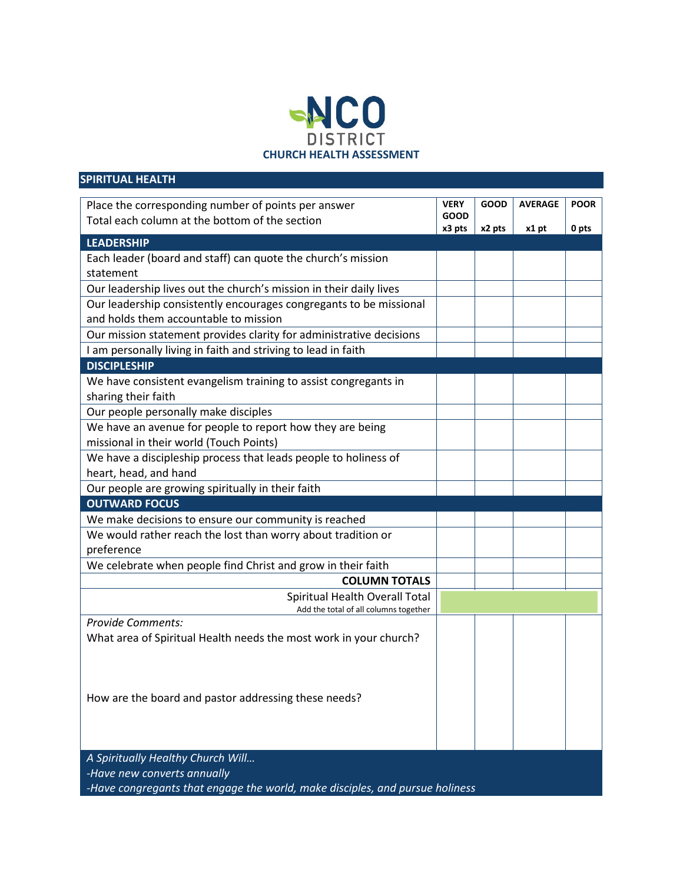# NCO DISTRICT

## CHURCH HEALTH ASSESSMENT

## SPIRITUAL HEALTH

| Place the corresponding number of points per answer<br>Total each column at the bottom of the section | VERY GOOD x3 pts | GOOD x2 pts | AVERAGE x1 pt | POOR 0 pts |
|---|---|---|---|---|
| **LEADERSHIP** | | | | |
| Each leader (board and staff) can quote the church's mission statement | | | | |
| Our leadership lives out the church's mission in their daily lives | | | | |
| Our leadership consistently encourages congregants to be missional and holds them accountable to mission | | | | |
| Our mission statement provides clarity for administrative decisions | | | | |
| I am personally living in faith and striving to lead in faith | | | | |
| **DISCIPLESHIP** | | | | |
| We have consistent evangelism training to assist congregants in sharing their faith | | | | |
| Our people personally make disciples | | | | |
| We have an avenue for people to report how they are being missional in their world (Touch Points) | | | | |
| We have a discipleship process that leads people to holiness of heart, head, and hand | | | | |
| Our people are growing spiritually in their faith | | | | |
| **OUTWARD FOCUS** | | | | |
| We make decisions to ensure our community is reached | | | | |
| We would rather reach the lost than worry about tradition or preference | | | | |
| We celebrate when people find Christ and grow in their faith | | | | |
| **COLUMN TOTALS** | | | | |
| Spiritual Health Overall Total<br>Add the total of all columns together | | | | |

*Provide Comments:*

What area of Spiritual Health needs the most work in your church?

How are the board and pastor addressing these needs?

*A Spiritually Healthy Church Will…*

*-Have new converts annually*

*-Have congregants that engage the world, make disciples, and pursue holiness*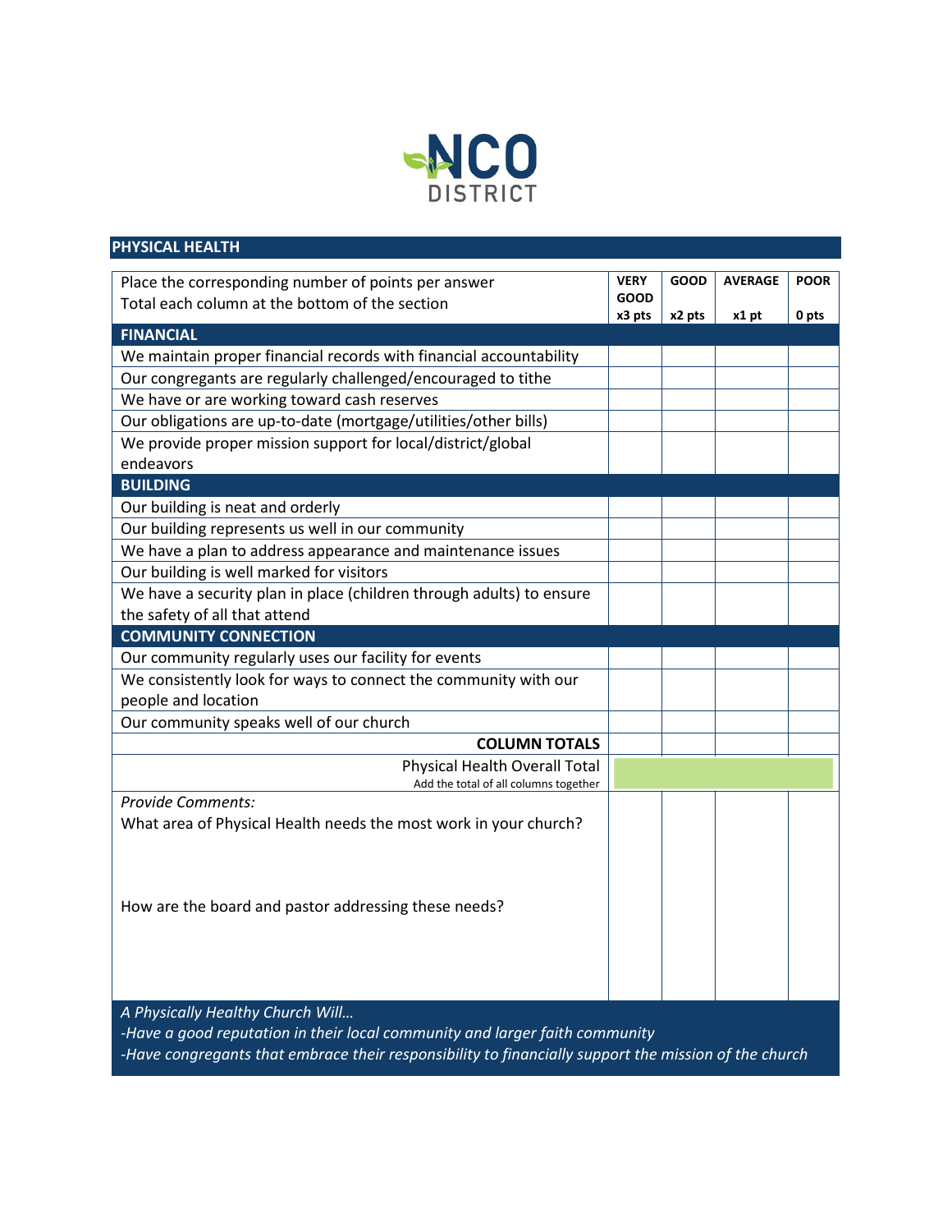NCO DISTRICT

## PHYSICAL HEALTH

| Place the corresponding number of points per answer<br>Total each column at the bottom of the section | VERY GOOD<br>x3 pts | GOOD<br>x2 pts | AVERAGE<br>x1 pt | POOR<br>0 pts |
|---|---|---|---|---|
| **FINANCIAL** | | | | |
| We maintain proper financial records with financial accountability | | | | |
| Our congregants are regularly challenged/encouraged to tithe | | | | |
| We have or are working toward cash reserves | | | | |
| Our obligations are up-to-date (mortgage/utilities/other bills) | | | | |
| We provide proper mission support for local/district/global endeavors | | | | |
| **BUILDING** | | | | |
| Our building is neat and orderly | | | | |
| Our building represents us well in our community | | | | |
| We have a plan to address appearance and maintenance issues | | | | |
| Our building is well marked for visitors | | | | |
| We have a security plan in place (children through adults) to ensure the safety of all that attend | | | | |
| **COMMUNITY CONNECTION** | | | | |
| Our community regularly uses our facility for events | | | | |
| We consistently look for ways to connect the community with our people and location | | | | |
| Our community speaks well of our church | | | | |
| **COLUMN TOTALS** | | | | |
| Physical Health Overall Total<br>Add the total of all columns together | | | | |

*Provide Comments:*

What area of Physical Health needs the most work in your church?

How are the board and pastor addressing these needs?

*A Physically Healthy Church Will…*

*-Have a good reputation in their local community and larger faith community*

*-Have congregants that embrace their responsibility to financially support the mission of the church*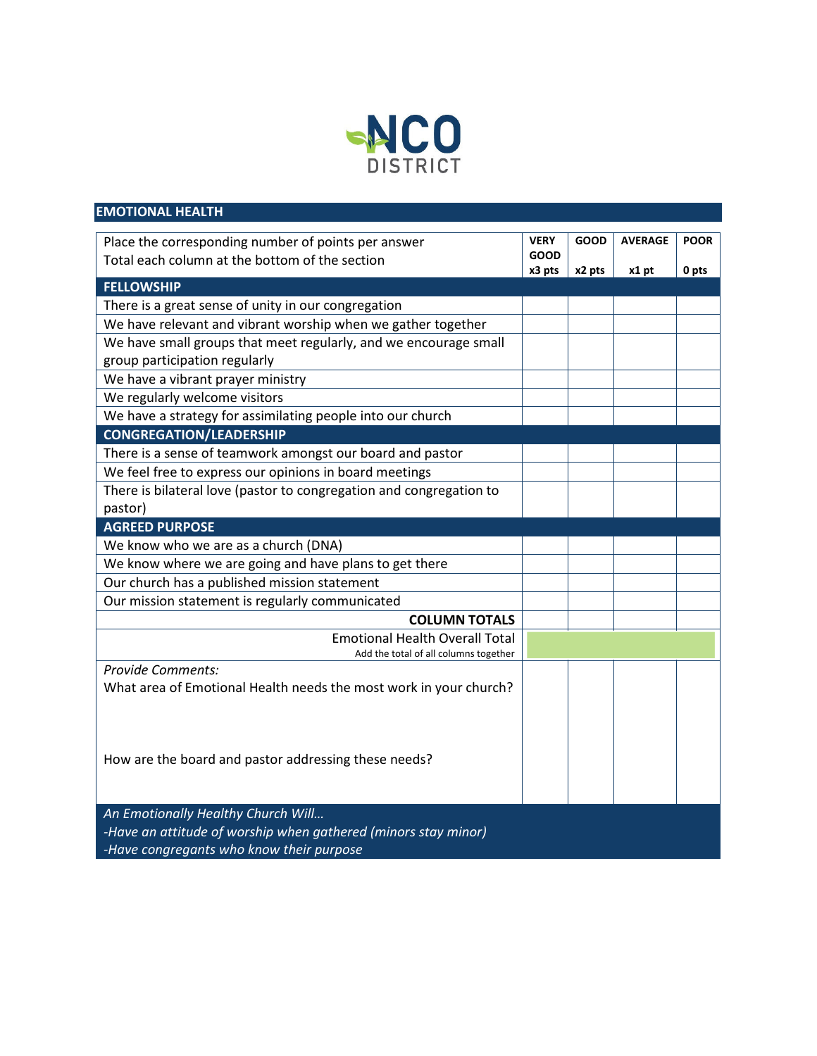NCO DISTRICT

## EMOTIONAL HEALTH

| Place the corresponding number of points per answer<br>Total each column at the bottom of the section | VERY GOOD<br>x3 pts | GOOD<br>x2 pts | AVERAGE<br>x1 pt | POOR<br>0 pts |
|---|---|---|---|---|
| **FELLOWSHIP** | | | | |
| There is a great sense of unity in our congregation | | | | |
| We have relevant and vibrant worship when we gather together | | | | |
| We have small groups that meet regularly, and we encourage small group participation regularly | | | | |
| We have a vibrant prayer ministry | | | | |
| We regularly welcome visitors | | | | |
| We have a strategy for assimilating people into our church | | | | |
| **CONGREGATION/LEADERSHIP** | | | | |
| There is a sense of teamwork amongst our board and pastor | | | | |
| We feel free to express our opinions in board meetings | | | | |
| There is bilateral love (pastor to congregation and congregation to pastor) | | | | |
| **AGREED PURPOSE** | | | | |
| We know who we are as a church (DNA) | | | | |
| We know where we are going and have plans to get there | | | | |
| Our church has a published mission statement | | | | |
| Our mission statement is regularly communicated | | | | |
| **COLUMN TOTALS** | | | | |
| Emotional Health Overall Total<br>Add the total of all columns together | | | | |
| *Provide Comments:*<br>What area of Emotional Health needs the most work in your church?<br><br>How are the board and pastor addressing these needs? | | | | |

*An Emotionally Healthy Church Will…*
*-Have an attitude of worship when gathered (minors stay minor)*
*-Have congregants who know their purpose*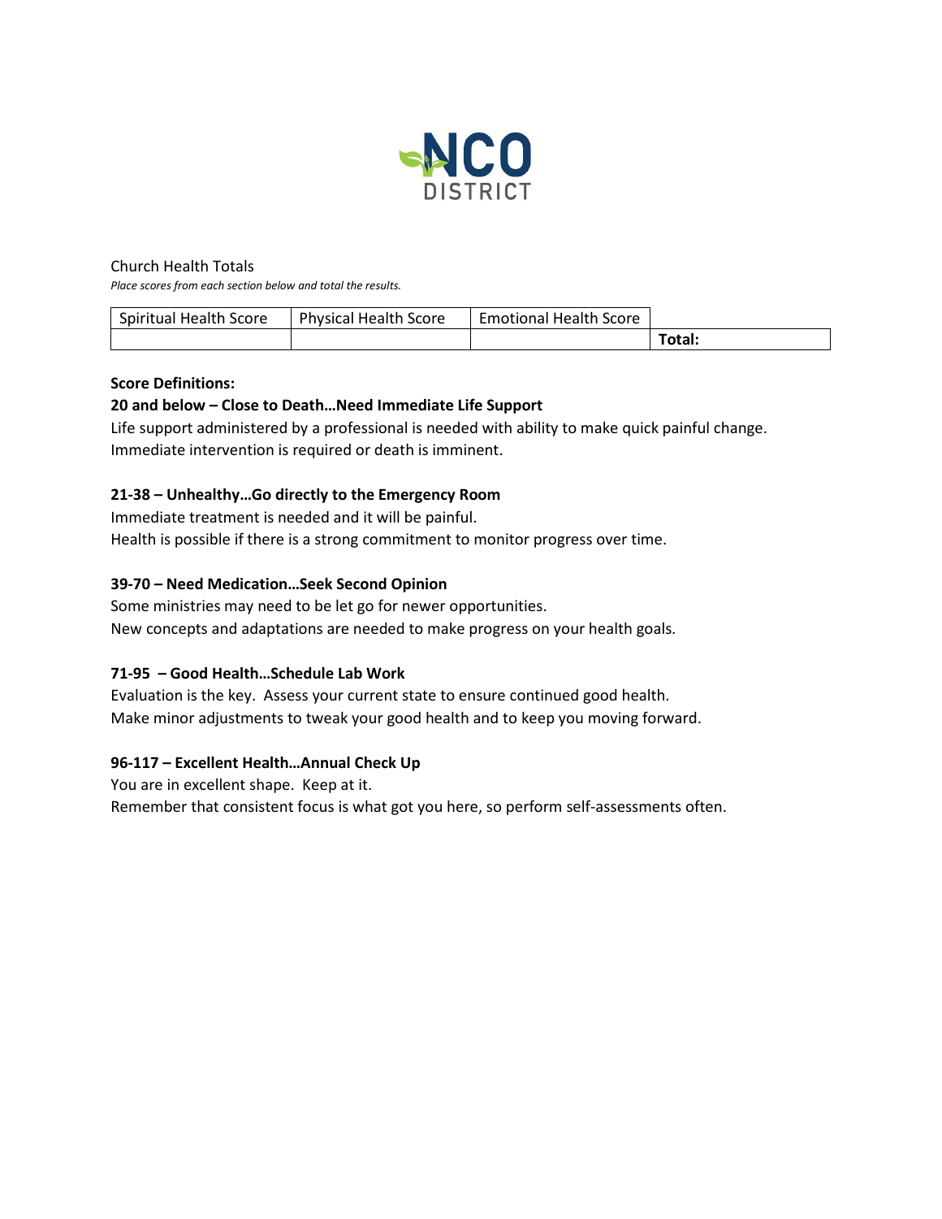NCO DISTRICT

Church Health Totals

*Place scores from each section below and total the results.*

| Spiritual Health Score | Physical Health Score | Emotional Health Score | |
|---|---|---|---|
| | | | **Total:** |

**Score Definitions:**

**20 and below – Close to Death…Need Immediate Life Support**

Life support administered by a professional is needed with ability to make quick painful change.
Immediate intervention is required or death is imminent.

**21-38 – Unhealthy…Go directly to the Emergency Room**

Immediate treatment is needed and it will be painful.
Health is possible if there is a strong commitment to monitor progress over time.

**39-70 – Need Medication…Seek Second Opinion**

Some ministries may need to be let go for newer opportunities.
New concepts and adaptations are needed to make progress on your health goals.

**71-95 – Good Health…Schedule Lab Work**

Evaluation is the key. Assess your current state to ensure continued good health.
Make minor adjustments to tweak your good health and to keep you moving forward.

**96-117 – Excellent Health…Annual Check Up**

You are in excellent shape. Keep at it.
Remember that consistent focus is what got you here, so perform self-assessments often.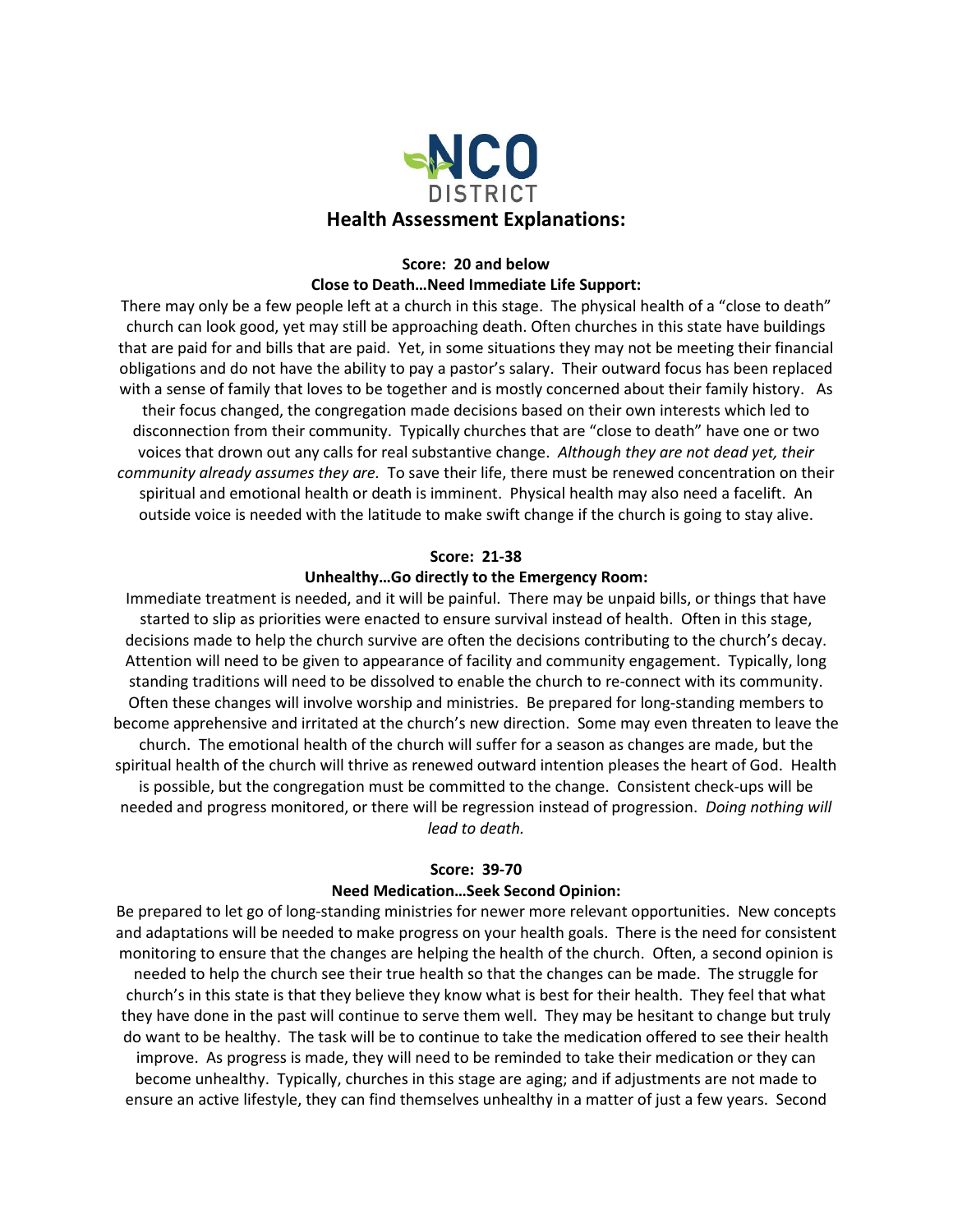NCO DISTRICT

# Health Assessment Explanations:

**Score: 20 and below**
**Close to Death…Need Immediate Life Support:**

There may only be a few people left at a church in this stage. The physical health of a "close to death" church can look good, yet may still be approaching death. Often churches in this state have buildings that are paid for and bills that are paid. Yet, in some situations they may not be meeting their financial obligations and do not have the ability to pay a pastor's salary. Their outward focus has been replaced with a sense of family that loves to be together and is mostly concerned about their family history. As their focus changed, the congregation made decisions based on their own interests which led to disconnection from their community. Typically churches that are "close to death" have one or two voices that drown out any calls for real substantive change. *Although they are not dead yet, their community already assumes they are.* To save their life, there must be renewed concentration on their spiritual and emotional health or death is imminent. Physical health may also need a facelift. An outside voice is needed with the latitude to make swift change if the church is going to stay alive.

**Score: 21-38**
**Unhealthy…Go directly to the Emergency Room:**

Immediate treatment is needed, and it will be painful. There may be unpaid bills, or things that have started to slip as priorities were enacted to ensure survival instead of health. Often in this stage, decisions made to help the church survive are often the decisions contributing to the church's decay. Attention will need to be given to appearance of facility and community engagement. Typically, long standing traditions will need to be dissolved to enable the church to re-connect with its community. Often these changes will involve worship and ministries. Be prepared for long-standing members to become apprehensive and irritated at the church's new direction. Some may even threaten to leave the church. The emotional health of the church will suffer for a season as changes are made, but the spiritual health of the church will thrive as renewed outward intention pleases the heart of God. Health is possible, but the congregation must be committed to the change. Consistent check-ups will be needed and progress monitored, or there will be regression instead of progression. *Doing nothing will lead to death.*

**Score: 39-70**
**Need Medication…Seek Second Opinion:**

Be prepared to let go of long-standing ministries for newer more relevant opportunities. New concepts and adaptations will be needed to make progress on your health goals. There is the need for consistent monitoring to ensure that the changes are helping the health of the church. Often, a second opinion is needed to help the church see their true health so that the changes can be made. The struggle for church's in this state is that they believe they know what is best for their health. They feel that what they have done in the past will continue to serve them well. They may be hesitant to change but truly do want to be healthy. The task will be to continue to take the medication offered to see their health improve. As progress is made, they will need to be reminded to take their medication or they can become unhealthy. Typically, churches in this stage are aging; and if adjustments are not made to ensure an active lifestyle, they can find themselves unhealthy in a matter of just a few years. Second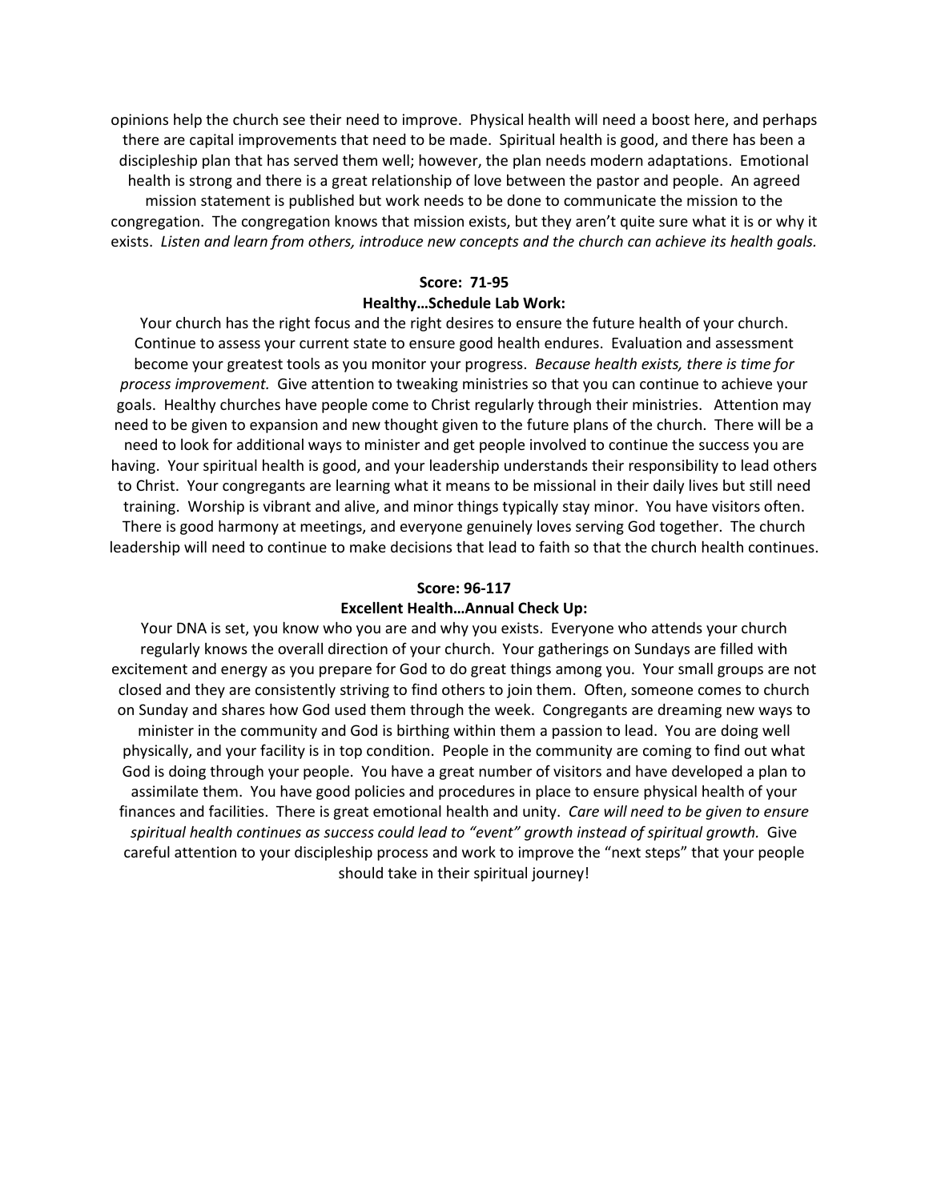opinions help the church see their need to improve. Physical health will need a boost here, and perhaps there are capital improvements that need to be made. Spiritual health is good, and there has been a discipleship plan that has served them well; however, the plan needs modern adaptations. Emotional health is strong and there is a great relationship of love between the pastor and people. An agreed mission statement is published but work needs to be done to communicate the mission to the congregation. The congregation knows that mission exists, but they aren't quite sure what it is or why it exists. *Listen and learn from others, introduce new concepts and the church can achieve its health goals.*

**Score: 71-95**

**Healthy…Schedule Lab Work:**

Your church has the right focus and the right desires to ensure the future health of your church. Continue to assess your current state to ensure good health endures. Evaluation and assessment become your greatest tools as you monitor your progress. *Because health exists, there is time for process improvement.* Give attention to tweaking ministries so that you can continue to achieve your goals. Healthy churches have people come to Christ regularly through their ministries. Attention may need to be given to expansion and new thought given to the future plans of the church. There will be a need to look for additional ways to minister and get people involved to continue the success you are having. Your spiritual health is good, and your leadership understands their responsibility to lead others to Christ. Your congregants are learning what it means to be missional in their daily lives but still need training. Worship is vibrant and alive, and minor things typically stay minor. You have visitors often. There is good harmony at meetings, and everyone genuinely loves serving God together. The church leadership will need to continue to make decisions that lead to faith so that the church health continues.

**Score: 96-117**

**Excellent Health…Annual Check Up:**

Your DNA is set, you know who you are and why you exists. Everyone who attends your church regularly knows the overall direction of your church. Your gatherings on Sundays are filled with excitement and energy as you prepare for God to do great things among you. Your small groups are not closed and they are consistently striving to find others to join them. Often, someone comes to church on Sunday and shares how God used them through the week. Congregants are dreaming new ways to minister in the community and God is birthing within them a passion to lead. You are doing well physically, and your facility is in top condition. People in the community are coming to find out what God is doing through your people. You have a great number of visitors and have developed a plan to assimilate them. You have good policies and procedures in place to ensure physical health of your finances and facilities. There is great emotional health and unity. *Care will need to be given to ensure spiritual health continues as success could lead to "event" growth instead of spiritual growth.* Give careful attention to your discipleship process and work to improve the "next steps" that your people should take in their spiritual journey!